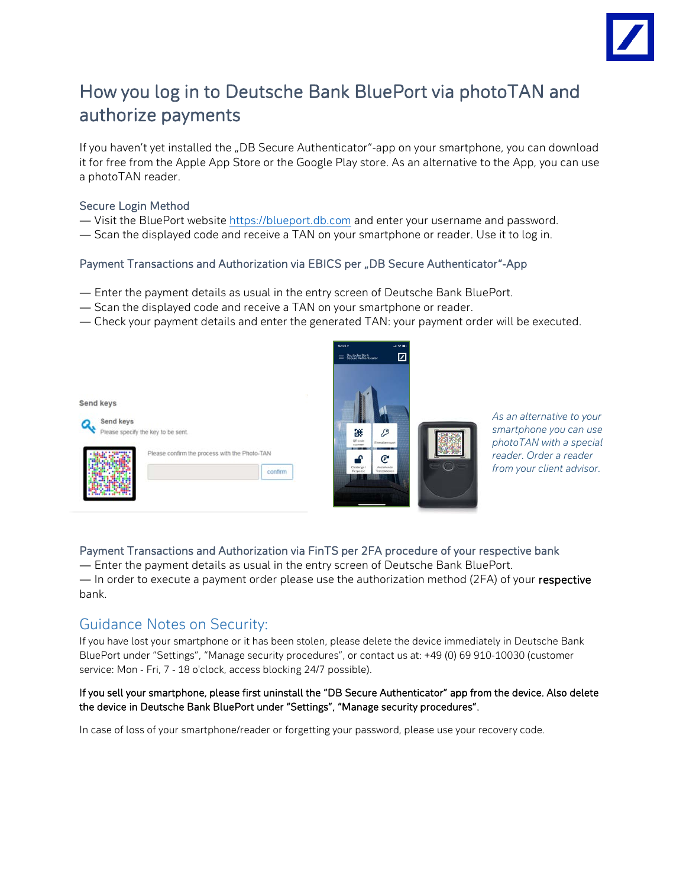# How you log in to Deutsche Bank BluePort via photoTAN and authorize payments

If you haven't yet installed the „DB Secure Authenticator"-app on your smartphone, you can download it for free from the Apple App Store or the Google Play store. As an alternative to the App, you can use a photoTAN reader.

### Secure Login Method

— Visit the BluePort website https://blueport.db.com and enter your username and password.
— Scan the displayed code and receive a TAN on your smartphone or reader. Use it to log in.

### Payment Transactions and Authorization via EBICS per „DB Secure Authenticator"-App

— Enter the payment details as usual in the entry screen of Deutsche Bank BluePort.
— Scan the displayed code and receive a TAN on your smartphone or reader.
— Check your payment details and enter the generated TAN: your payment order will be executed.

*As an alternative to your smartphone you can use photoTAN with a special reader. Order a reader from your client advisor.*

### Payment Transactions and Authorization via FinTS per 2FA procedure of your respective bank

— Enter the payment details as usual in the entry screen of Deutsche Bank BluePort.
— In order to execute a payment order please use the authorization method (2FA) of your **respective** bank.

## Guidance Notes on Security:

If you have lost your smartphone or it has been stolen, please delete the device immediately in Deutsche Bank BluePort under "Settings", "Manage security procedures", or contact us at: +49 (0) 69 910-10030 (customer service: Mon - Fri, 7 - 18 o'clock, access blocking 24/7 possible).

**If you sell your smartphone, please first uninstall the "DB Secure Authenticator" app from the device. Also delete the device in Deutsche Bank BluePort under "Settings", "Manage security procedures".**

In case of loss of your smartphone/reader or forgetting your password, please use your recovery code.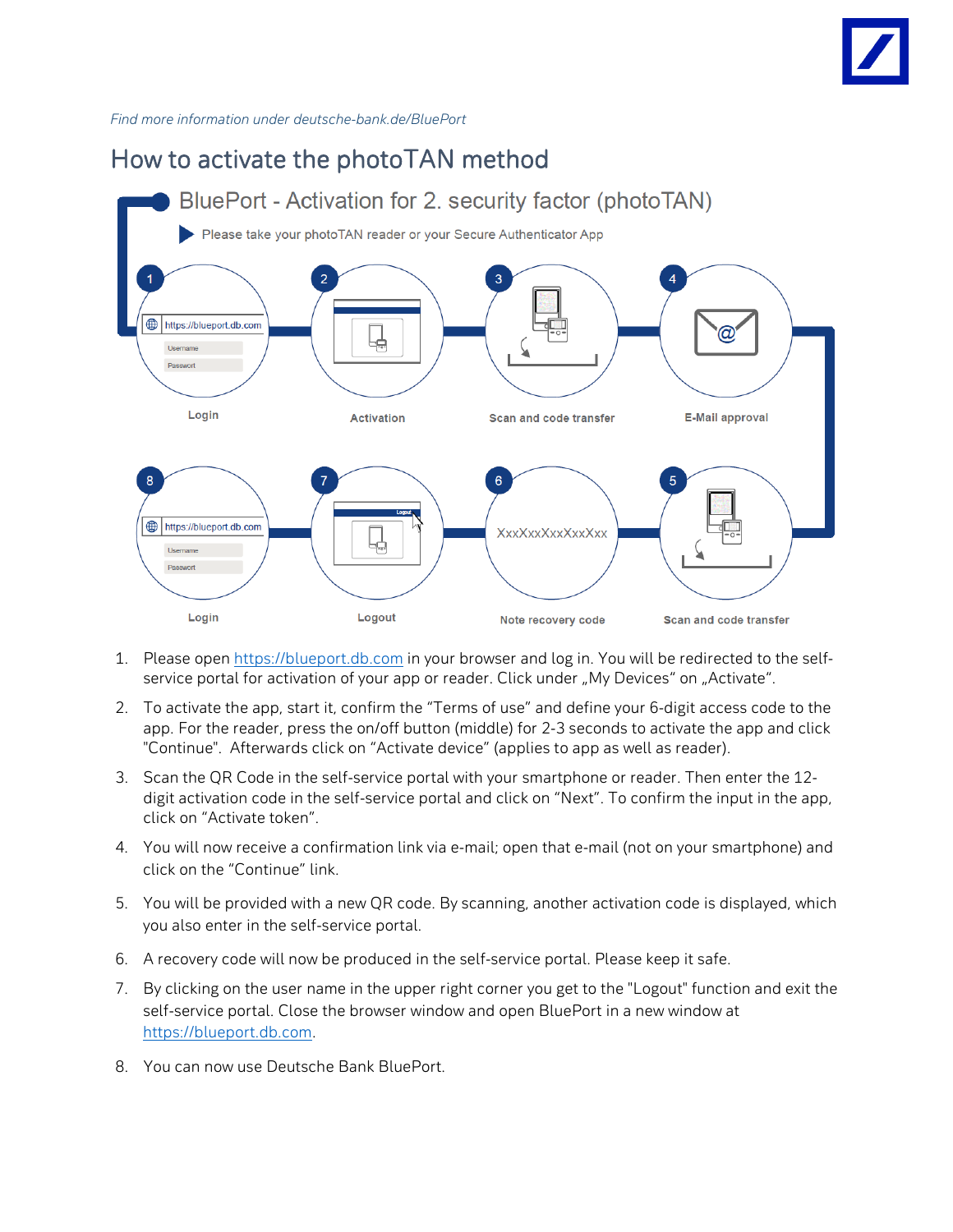*Find more information under deutsche-bank.de/BluePort*

# How to activate the photoTAN method

BluePort - Activation for 2. security factor (photoTAN)

Please take your photoTAN reader or your Secure Authenticator App

1 Login

2 Activation

3 Scan and code transfer

4 E-Mail approval

5 Scan and code transfer

6 Note recovery code

7 Logout

8 Login

https://blueport.db.com

Username

Passwort

XxxXxxXxxXxxXxx

1. Please open https://blueport.db.com in your browser and log in. You will be redirected to the self-service portal for activation of your app or reader. Click under „My Devices“ on „Activate“.
2. To activate the app, start it, confirm the “Terms of use” and define your 6-digit access code to the app. For the reader, press the on/off button (middle) for 2-3 seconds to activate the app and click "Continue". Afterwards click on “Activate device” (applies to app as well as reader).
3. Scan the QR Code in the self-service portal with your smartphone or reader. Then enter the 12-digit activation code in the self-service portal and click on “Next”. To confirm the input in the app, click on “Activate token”.
4. You will now receive a confirmation link via e-mail; open that e-mail (not on your smartphone) and click on the “Continue” link.
5. You will be provided with a new QR code. By scanning, another activation code is displayed, which you also enter in the self-service portal.
6. A recovery code will now be produced in the self-service portal. Please keep it safe.
7. By clicking on the user name in the upper right corner you get to the "Logout" function and exit the self-service portal. Close the browser window and open BluePort in a new window at https://blueport.db.com.
8. You can now use Deutsche Bank BluePort.